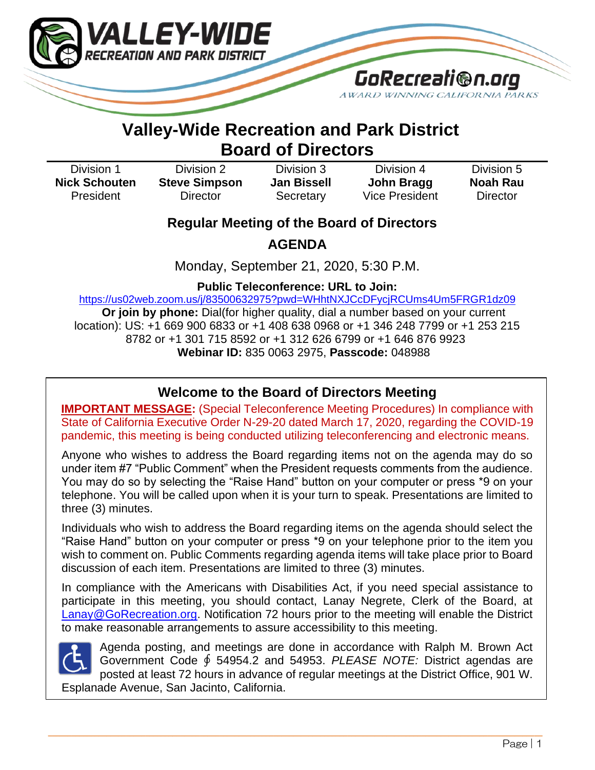VALLEY-WIDE RECREATION AND PARK DISTRICT

GoRecreation.org
AWARD WINNING CALIFORNIA PARKS

# Valley-Wide Recreation and Park District
# Board of Directors

| Division 1 | Division 2 | Division 3 | Division 4 | Division 5 |
|---|---|---|---|---|
| **Nick Schouten** | **Steve Simpson** | **Jan Bissell** | **John Bragg** | **Noah Rau** |
| President | Director | Secretary | Vice President | Director |

## Regular Meeting of the Board of Directors

## AGENDA

Monday, September 21, 2020, 5:30 P.M.

**Public Teleconference: URL to Join:**
https://us02web.zoom.us/j/83500632975?pwd=WHhtNXJCcDFycjRCUms4Um5FRGR1dz09
**Or join by phone:** Dial(for higher quality, dial a number based on your current location): US: +1 669 900 6833 or +1 408 638 0968 or +1 346 248 7799 or +1 253 215 8782 or +1 301 715 8592 or +1 312 626 6799 or +1 646 876 9923
**Webinar ID:** 835 0063 2975, **Passcode:** 048988

### Welcome to the Board of Directors Meeting

**IMPORTANT MESSAGE:** (Special Teleconference Meeting Procedures) In compliance with State of California Executive Order N-29-20 dated March 17, 2020, regarding the COVID-19 pandemic, this meeting is being conducted utilizing teleconferencing and electronic means.

Anyone who wishes to address the Board regarding items not on the agenda may do so under item #7 "Public Comment" when the President requests comments from the audience. You may do so by selecting the "Raise Hand" button on your computer or press *9 on your telephone. You will be called upon when it is your turn to speak. Presentations are limited to three (3) minutes.

Individuals who wish to address the Board regarding items on the agenda should select the "Raise Hand" button on your computer or press *9 on your telephone prior to the item you wish to comment on. Public Comments regarding agenda items will take place prior to Board discussion of each item. Presentations are limited to three (3) minutes.

In compliance with the Americans with Disabilities Act, if you need special assistance to participate in this meeting, you should contact, Lanay Negrete, Clerk of the Board, at Lanay@GoRecreation.org. Notification 72 hours prior to the meeting will enable the District to make reasonable arrangements to assure accessibility to this meeting.

Agenda posting, and meetings are done in accordance with Ralph M. Brown Act Government Code § 54954.2 and 54953. *PLEASE NOTE:* District agendas are posted at least 72 hours in advance of regular meetings at the District Office, 901 W. Esplanade Avenue, San Jacinto, California.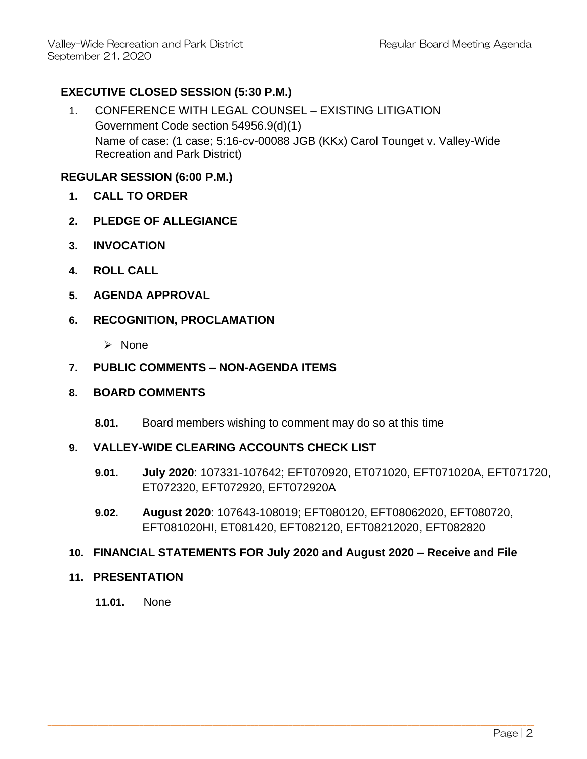## EXECUTIVE CLOSED SESSION (5:30 P.M.)

1. CONFERENCE WITH LEGAL COUNSEL – EXISTING LITIGATION
   Government Code section 54956.9(d)(1)
   Name of case: (1 case; 5:16-cv-00088 JGB (KKx) Carol Tounget v. Valley-Wide Recreation and Park District)

## REGULAR SESSION (6:00 P.M.)

**1. CALL TO ORDER**

**2. PLEDGE OF ALLEGIANCE**

**3. INVOCATION**

**4. ROLL CALL**

**5. AGENDA APPROVAL**

**6. RECOGNITION, PROCLAMATION**

- None

**7. PUBLIC COMMENTS – NON-AGENDA ITEMS**

**8. BOARD COMMENTS**

**8.01.** Board members wishing to comment may do so at this time

**9. VALLEY-WIDE CLEARING ACCOUNTS CHECK LIST**

**9.01. July 2020**: 107331-107642; EFT070920, ET071020, EFT071020A, EFT071720, ET072320, EFT072920, EFT072920A

**9.02. August 2020**: 107643-108019; EFT080120, EFT08062020, EFT080720, EFT081020HI, ET081420, EFT082120, EFT08212020, EFT082820

**10. FINANCIAL STATEMENTS FOR July 2020 and August 2020 – Receive and File**

**11. PRESENTATION**

**11.01.** None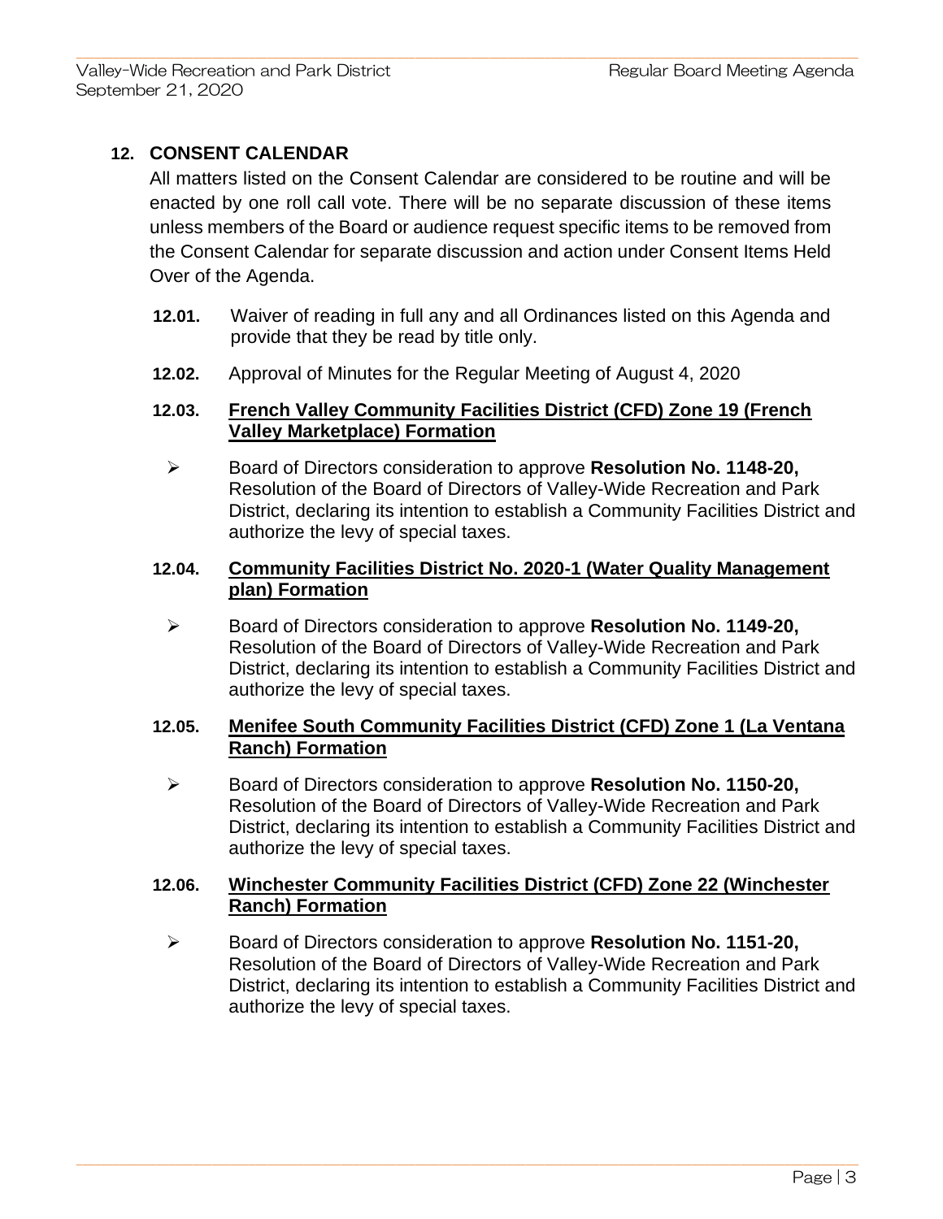## 12. CONSENT CALENDAR

All matters listed on the Consent Calendar are considered to be routine and will be enacted by one roll call vote. There will be no separate discussion of these items unless members of the Board or audience request specific items to be removed from the Consent Calendar for separate discussion and action under Consent Items Held Over of the Agenda.

**12.01.** Waiver of reading in full any and all Ordinances listed on this Agenda and provide that they be read by title only.

**12.02.** Approval of Minutes for the Regular Meeting of August 4, 2020

**12.03.** **French Valley Community Facilities District (CFD) Zone 19 (French Valley Marketplace) Formation**

- Board of Directors consideration to approve **Resolution No. 1148-20,** Resolution of the Board of Directors of Valley-Wide Recreation and Park District, declaring its intention to establish a Community Facilities District and authorize the levy of special taxes.

**12.04.** **Community Facilities District No. 2020-1 (Water Quality Management plan) Formation**

- Board of Directors consideration to approve **Resolution No. 1149-20,** Resolution of the Board of Directors of Valley-Wide Recreation and Park District, declaring its intention to establish a Community Facilities District and authorize the levy of special taxes.

**12.05.** **Menifee South Community Facilities District (CFD) Zone 1 (La Ventana Ranch) Formation**

- Board of Directors consideration to approve **Resolution No. 1150-20,** Resolution of the Board of Directors of Valley-Wide Recreation and Park District, declaring its intention to establish a Community Facilities District and authorize the levy of special taxes.

**12.06.** **Winchester Community Facilities District (CFD) Zone 22 (Winchester Ranch) Formation**

- Board of Directors consideration to approve **Resolution No. 1151-20,** Resolution of the Board of Directors of Valley-Wide Recreation and Park District, declaring its intention to establish a Community Facilities District and authorize the levy of special taxes.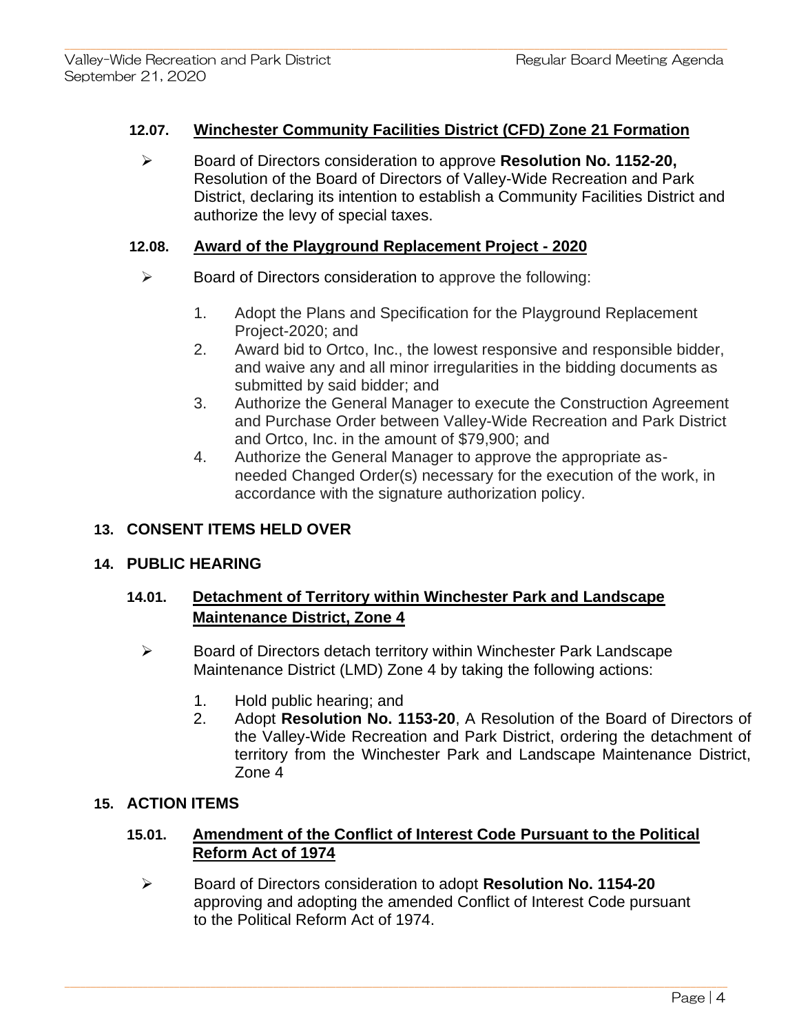### 12.07. Winchester Community Facilities District (CFD) Zone 21 Formation

- Board of Directors consideration to approve **Resolution No. 1152-20,** Resolution of the Board of Directors of Valley-Wide Recreation and Park District, declaring its intention to establish a Community Facilities District and authorize the levy of special taxes.

### 12.08. Award of the Playground Replacement Project - 2020

- Board of Directors consideration to approve the following:

  1. Adopt the Plans and Specification for the Playground Replacement Project-2020; and
  2. Award bid to Ortco, Inc., the lowest responsive and responsible bidder, and waive any and all minor irregularities in the bidding documents as submitted by said bidder; and
  3. Authorize the General Manager to execute the Construction Agreement and Purchase Order between Valley-Wide Recreation and Park District and Ortco, Inc. in the amount of $79,900; and
  4. Authorize the General Manager to approve the appropriate as-needed Changed Order(s) necessary for the execution of the work, in accordance with the signature authorization policy.

## 13. CONSENT ITEMS HELD OVER

## 14. PUBLIC HEARING

### 14.01. Detachment of Territory within Winchester Park and Landscape Maintenance District, Zone 4

- Board of Directors detach territory within Winchester Park Landscape Maintenance District (LMD) Zone 4 by taking the following actions:

  1. Hold public hearing; and
  2. Adopt **Resolution No. 1153-20**, A Resolution of the Board of Directors of the Valley-Wide Recreation and Park District, ordering the detachment of territory from the Winchester Park and Landscape Maintenance District, Zone 4

## 15. ACTION ITEMS

### 15.01. Amendment of the Conflict of Interest Code Pursuant to the Political Reform Act of 1974

- Board of Directors consideration to adopt **Resolution No. 1154-20** approving and adopting the amended Conflict of Interest Code pursuant to the Political Reform Act of 1974.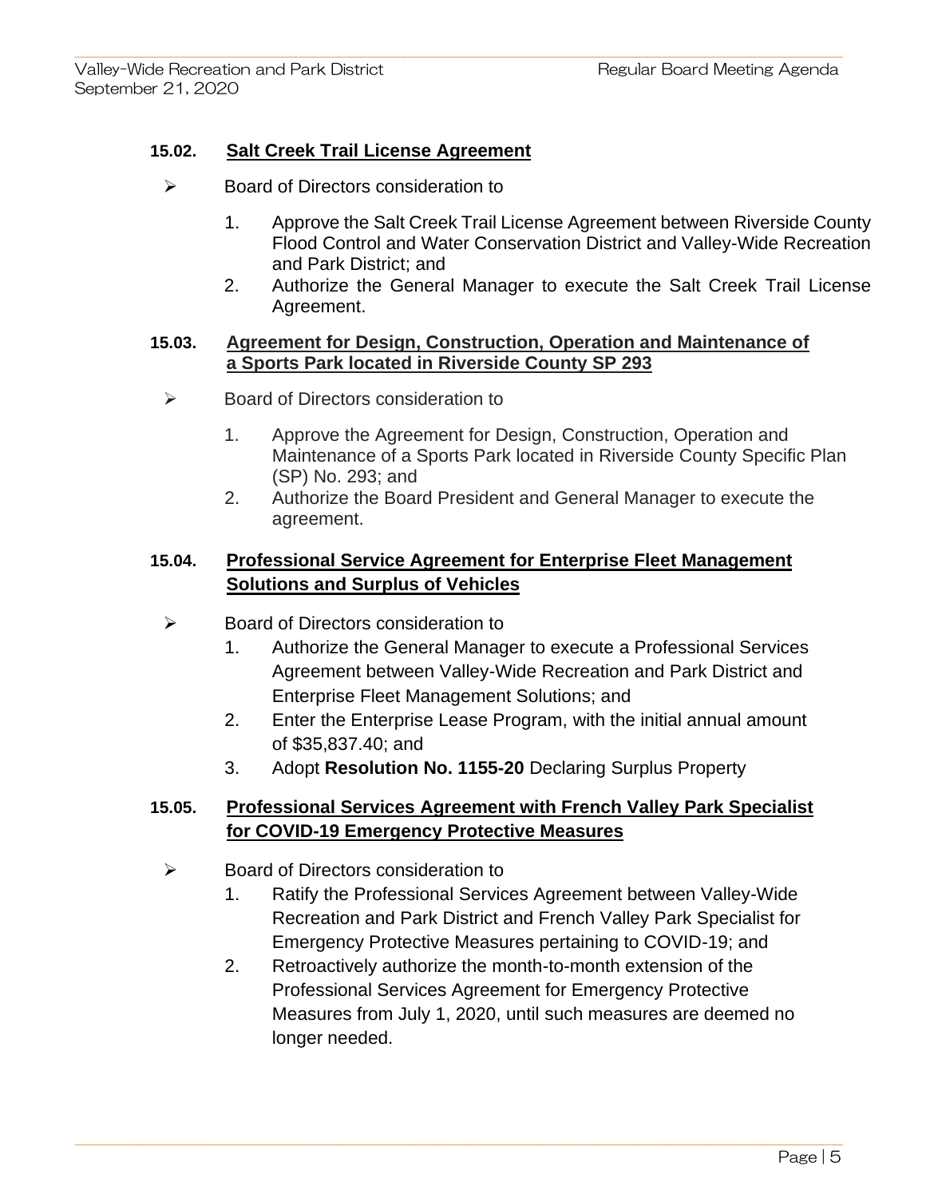### 15.02. Salt Creek Trail License Agreement

- Board of Directors consideration to

  1. Approve the Salt Creek Trail License Agreement between Riverside County Flood Control and Water Conservation District and Valley-Wide Recreation and Park District; and
  2. Authorize the General Manager to execute the Salt Creek Trail License Agreement.

### 15.03. Agreement for Design, Construction, Operation and Maintenance of a Sports Park located in Riverside County SP 293

- Board of Directors consideration to

  1. Approve the Agreement for Design, Construction, Operation and Maintenance of a Sports Park located in Riverside County Specific Plan (SP) No. 293; and
  2. Authorize the Board President and General Manager to execute the agreement.

### 15.04. Professional Service Agreement for Enterprise Fleet Management Solutions and Surplus of Vehicles

- Board of Directors consideration to
  1. Authorize the General Manager to execute a Professional Services Agreement between Valley-Wide Recreation and Park District and Enterprise Fleet Management Solutions; and
  2. Enter the Enterprise Lease Program, with the initial annual amount of $35,837.40; and
  3. Adopt **Resolution No. 1155-20** Declaring Surplus Property

### 15.05. Professional Services Agreement with French Valley Park Specialist for COVID-19 Emergency Protective Measures

- Board of Directors consideration to
  1. Ratify the Professional Services Agreement between Valley-Wide Recreation and Park District and French Valley Park Specialist for Emergency Protective Measures pertaining to COVID-19; and
  2. Retroactively authorize the month-to-month extension of the Professional Services Agreement for Emergency Protective Measures from July 1, 2020, until such measures are deemed no longer needed.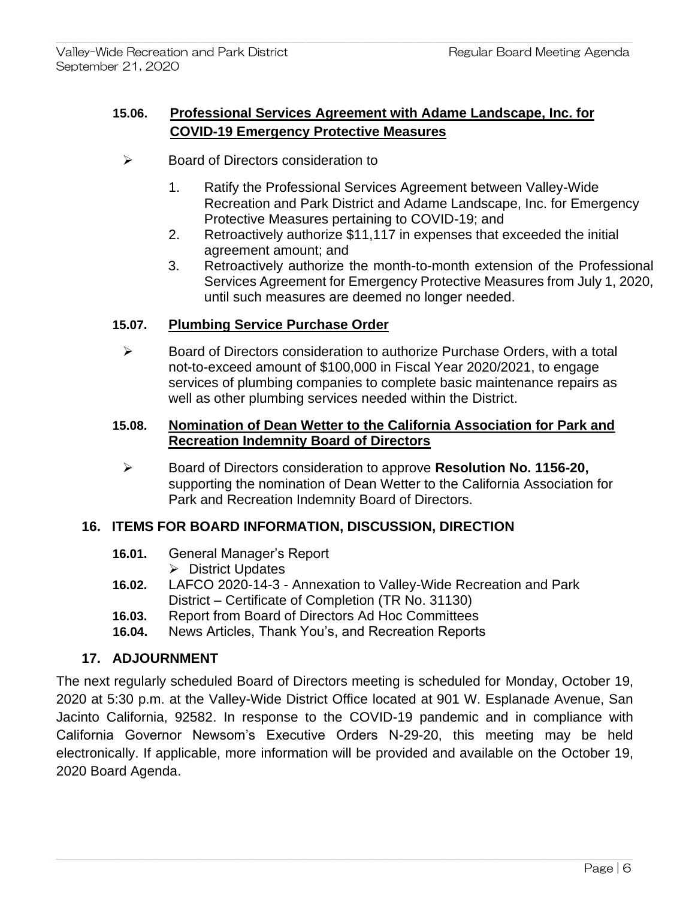### 15.06. Professional Services Agreement with Adame Landscape, Inc. for COVID-19 Emergency Protective Measures

- Board of Directors consideration to
  1. Ratify the Professional Services Agreement between Valley-Wide Recreation and Park District and Adame Landscape, Inc. for Emergency Protective Measures pertaining to COVID-19; and
  2. Retroactively authorize $11,117 in expenses that exceeded the initial agreement amount; and
  3. Retroactively authorize the month-to-month extension of the Professional Services Agreement for Emergency Protective Measures from July 1, 2020, until such measures are deemed no longer needed.

### 15.07. Plumbing Service Purchase Order

- Board of Directors consideration to authorize Purchase Orders, with a total not-to-exceed amount of $100,000 in Fiscal Year 2020/2021, to engage services of plumbing companies to complete basic maintenance repairs as well as other plumbing services needed within the District.

### 15.08. Nomination of Dean Wetter to the California Association for Park and Recreation Indemnity Board of Directors

- Board of Directors consideration to approve **Resolution No. 1156-20,** supporting the nomination of Dean Wetter to the California Association for Park and Recreation Indemnity Board of Directors.

## 16. ITEMS FOR BOARD INFORMATION, DISCUSSION, DIRECTION

**16.01.** General Manager's Report
- District Updates

**16.02.** LAFCO 2020-14-3 - Annexation to Valley-Wide Recreation and Park District – Certificate of Completion (TR No. 31130)

**16.03.** Report from Board of Directors Ad Hoc Committees

**16.04.** News Articles, Thank You's, and Recreation Reports

## 17. ADJOURNMENT

The next regularly scheduled Board of Directors meeting is scheduled for Monday, October 19, 2020 at 5:30 p.m. at the Valley-Wide District Office located at 901 W. Esplanade Avenue, San Jacinto California, 92582. In response to the COVID-19 pandemic and in compliance with California Governor Newsom's Executive Orders N-29-20, this meeting may be held electronically. If applicable, more information will be provided and available on the October 19, 2020 Board Agenda.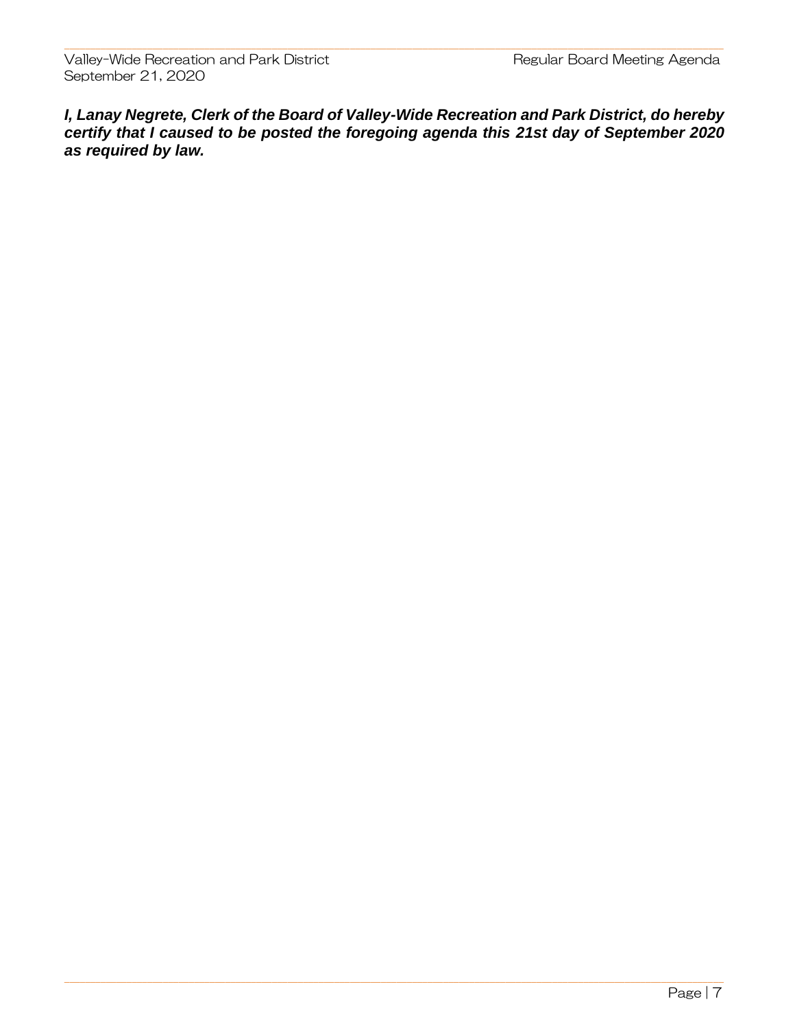***I, Lanay Negrete, Clerk of the Board of Valley-Wide Recreation and Park District, do hereby certify that I caused to be posted the foregoing agenda this 21st day of September 2020 as required by law.***